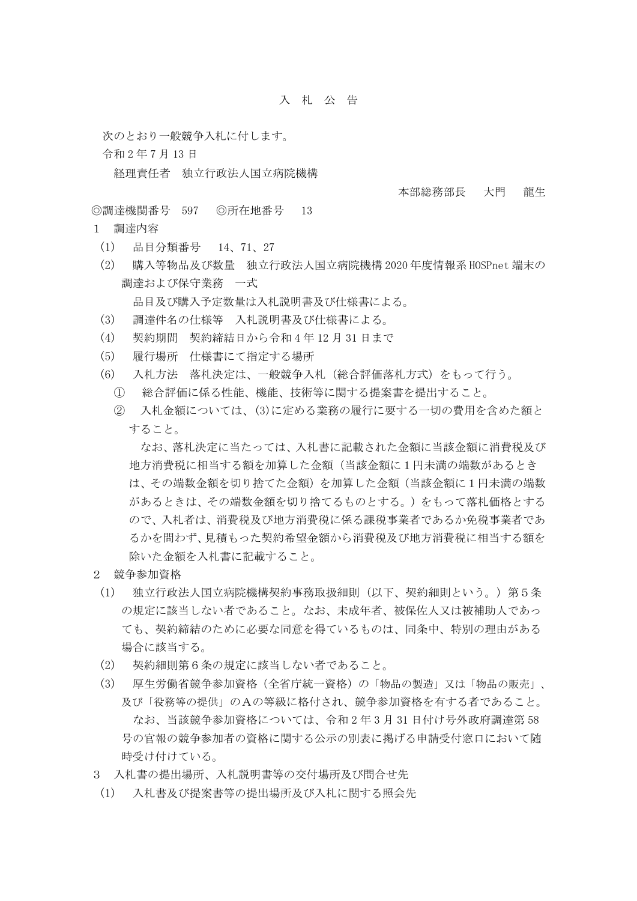# 入　札　公　告

次のとおり一般競争入札に付します。

令和２年７月 13 日

経理責任者　独立行政法人国立病院機構

本部総務部長　　大門　　龍生

◎調達機関番号　597　　◎所在地番号　　13

１　調達内容

(1)　品目分類番号　　14、71、27

(2)　購入等物品及び数量　独立行政法人国立病院機構 2020 年度情報系 HOSPnet 端末の調達および保守業務　一式

品目及び購入予定数量は入札説明書及び仕様書による。

(3)　調達件名の仕様等　入札説明書及び仕様書による。

(4)　契約期間　契約締結日から令和４年 12 月 31 日まで

(5)　履行場所　仕様書にて指定する場所

(6)　入札方法　落札決定は、一般競争入札（総合評価落札方式）をもって行う。

①　総合評価に係る性能、機能、技術等に関する提案書を提出すること。

②　入札金額については、(3)に定める業務の履行に要する一切の費用を含めた額とすること。

なお、落札決定に当たっては、入札書に記載された金額に当該金額に消費税及び地方消費税に相当する額を加算した金額（当該金額に１円未満の端数があるときは、その端数金額を切り捨てた金額）を加算した金額（当該金額に１円未満の端数があるときは、その端数金額を切り捨てるものとする。）をもって落札価格とするので、入札者は、消費税及び地方消費税に係る課税事業者であるか免税事業者であるかを問わず、見積もった契約希望金額から消費税及び地方消費税に相当する額を除いた金額を入札書に記載すること。

２　競争参加資格

(1)　独立行政法人国立病院機構契約事務取扱細則（以下、契約細則という。）第５条の規定に該当しない者であること。なお、未成年者、被保佐人又は被補助人であっても、契約締結のために必要な同意を得ているものは、同条中、特別の理由がある場合に該当する。

(2)　契約細則第６条の規定に該当しない者であること。

(3)　厚生労働省競争参加資格（全省庁統一資格）の「物品の製造」又は「物品の販売」、及び「役務等の提供」のＡの等級に格付され、競争参加資格を有する者であること。

なお、当該競争参加資格については、令和２年３月 31 日付け号外政府調達第 58 号の官報の競争参加者の資格に関する公示の別表に掲げる申請受付窓口において随時受け付けている。

３　入札書の提出場所、入札説明書等の交付場所及び問合せ先

(1)　入札書及び提案書等の提出場所及び入札に関する照会先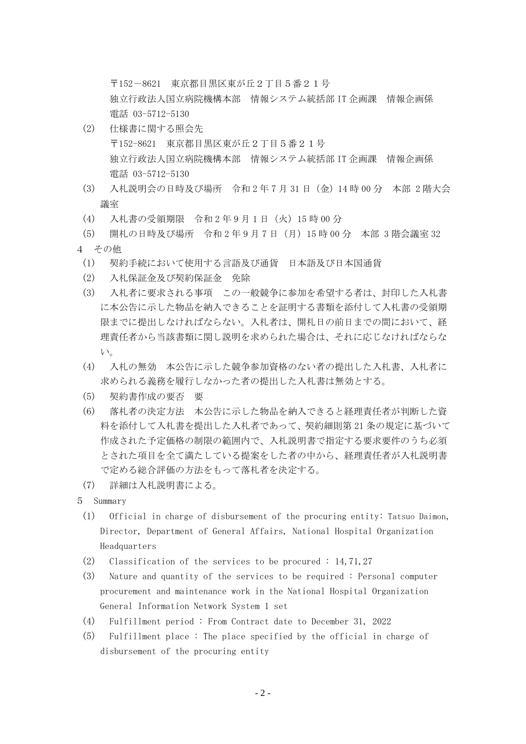〒152－8621　東京都目黒区東が丘２丁目５番２１号
独立行政法人国立病院機構本部　情報システム統括部 IT 企画課　情報企画係
電話 03-5712-5130

(2)　仕様書に関する照会先
〒152-8621　東京都目黒区東が丘２丁目５番２１号
独立行政法人国立病院機構本部　情報システム統括部 IT 企画課　情報企画係
電話 03-5712-5130

(3)　入札説明会の日時及び場所　令和２年７月 31 日（金）14 時 00 分　本部 2 階大会議室

(4)　入札書の受領期限　令和２年９月１日（火）15 時 00 分

(5)　開札の日時及び場所　令和２年９月７日（月）15 時 00 分　本部 3 階会議室 32

4　その他

(1)　契約手続において使用する言語及び通貨　日本語及び日本国通貨

(2)　入札保証金及び契約保証金　免除

(3)　入札者に要求される事項　この一般競争に参加を希望する者は、封印した入札書に本公告に示した物品を納入できることを証明する書類を添付して入札書の受領期限までに提出しなければならない。入札者は、開札日の前日までの間において、経理責任者から当該書類に関し説明を求められた場合は、それに応じなければならない。

(4)　入札の無効　本公告に示した競争参加資格のない者の提出した入札書、入札者に求められる義務を履行しなかった者の提出した入札書は無効とする。

(5)　契約書作成の要否　要

(6)　落札者の決定方法　本公告に示した物品を納入できると経理責任者が判断した資料を添付して入札書を提出した入札者であって、契約細則第 21 条の規定に基づいて作成された予定価格の制限の範囲内で、入札説明書で指定する要求要件のうち必須とされた項目を全て満たしている提案をした者の中から、経理責任者が入札説明書で定める総合評価の方法をもって落札者を決定する。

(7)　詳細は入札説明書による。

5　Summary

(1)　Official in charge of disbursement of the procuring entity: Tatsuo Daimon, Director, Department of General Affairs, National Hospital Organization Headquarters

(2)　Classification of the services to be procured : 14,71,27

(3)　Nature and quantity of the services to be required : Personal computer procurement and maintenance work in the National Hospital Organization General Information Network System 1 set

(4)　Fulfillment period : From Contract date to December 31, 2022

(5)　Fulfillment place : The place specified by the official in charge of disbursement of the procuring entity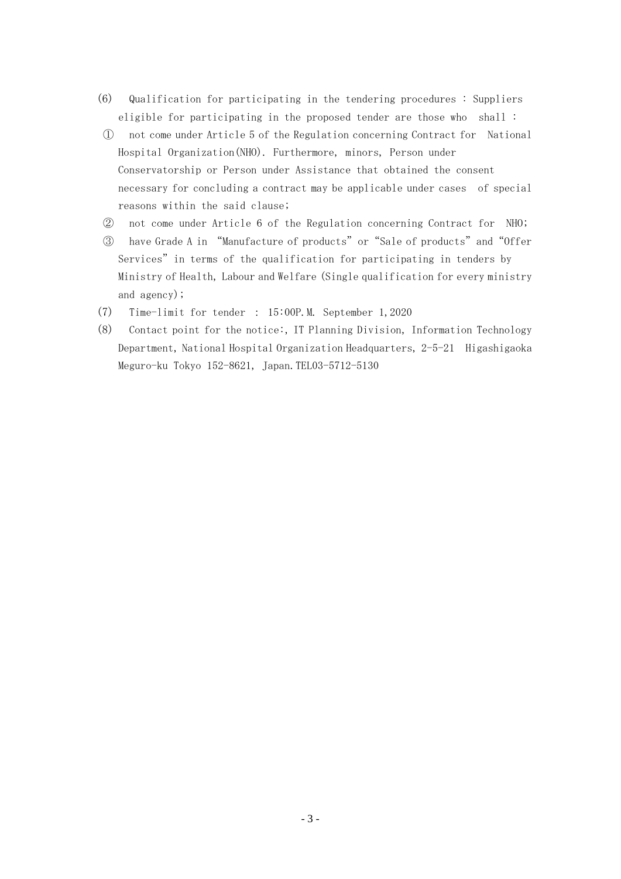(6) Qualification for participating in the tendering procedures : Suppliers eligible for participating in the proposed tender are those who shall :

① not come under Article 5 of the Regulation concerning Contract for National Hospital Organization(NHO). Furthermore, minors, Person under Conservatorship or Person under Assistance that obtained the consent necessary for concluding a contract may be applicable under cases of special reasons within the said clause;

② not come under Article 6 of the Regulation concerning Contract for NHO;

③ have Grade A in "Manufacture of products" or "Sale of products" and "Offer Services" in terms of the qualification for participating in tenders by Ministry of Health, Labour and Welfare (Single qualification for every ministry and agency);

(7) Time-limit for tender : 15:00P.M. September 1,2020

(8) Contact point for the notice:, IT Planning Division, Information Technology Department, National Hospital Organization Headquarters, 2-5-21 Higashigaoka Meguro-ku Tokyo 152-8621, Japan.TEL03-5712-5130